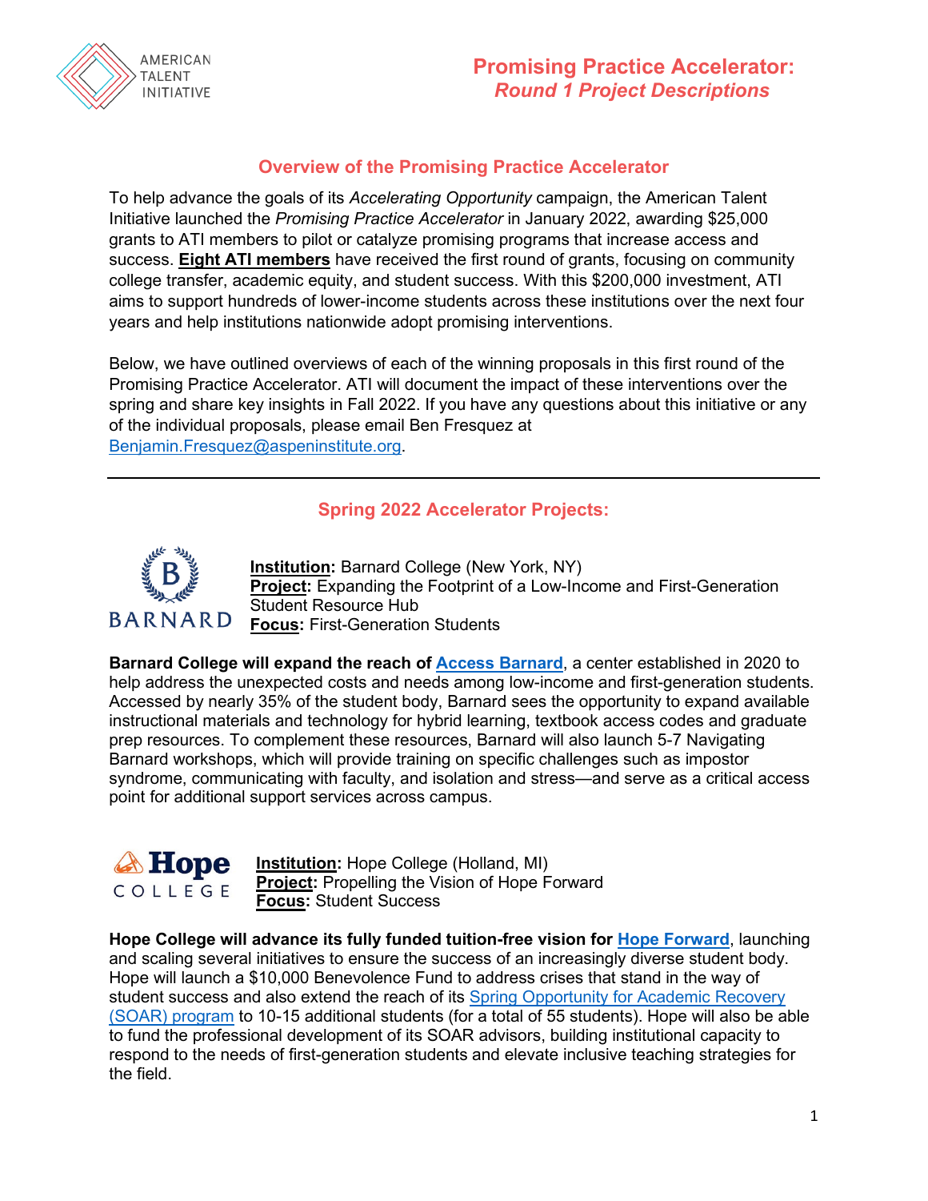# Promising Practice Accelerator: *Round 1 Project Descriptions*

## Overview of the Promising Practice Accelerator

To help advance the goals of its *Accelerating Opportunity* campaign, the American Talent Initiative launched the *Promising Practice Accelerator* in January 2022, awarding $25,000 grants to ATI members to pilot or catalyze promising programs that increase access and success. **Eight ATI members** have received the first round of grants, focusing on community college transfer, academic equity, and student success. With this $200,000 investment, ATI aims to support hundreds of lower-income students across these institutions over the next four years and help institutions nationwide adopt promising interventions.

Below, we have outlined overviews of each of the winning proposals in this first round of the Promising Practice Accelerator. ATI will document the impact of these interventions over the spring and share key insights in Fall 2022. If you have any questions about this initiative or any of the individual proposals, please email Ben Fresquez at Benjamin.Fresquez@aspeninstitute.org.

---

## Spring 2022 Accelerator Projects:

**Institution:** Barnard College (New York, NY)
**Project:** Expanding the Footprint of a Low-Income and First-Generation Student Resource Hub
**Focus:** First-Generation Students

**Barnard College will expand the reach of Access Barnard**, a center established in 2020 to help address the unexpected costs and needs among low-income and first-generation students. Accessed by nearly 35% of the student body, Barnard sees the opportunity to expand available instructional materials and technology for hybrid learning, textbook access codes and graduate prep resources. To complement these resources, Barnard will also launch 5-7 Navigating Barnard workshops, which will provide training on specific challenges such as impostor syndrome, communicating with faculty, and isolation and stress—and serve as a critical access point for additional support services across campus.

**Institution:** Hope College (Holland, MI)
**Project:** Propelling the Vision of Hope Forward
**Focus:** Student Success

**Hope College will advance its fully funded tuition-free vision for Hope Forward**, launching and scaling several initiatives to ensure the success of an increasingly diverse student body. Hope will launch a $10,000 Benevolence Fund to address crises that stand in the way of student success and also extend the reach of its Spring Opportunity for Academic Recovery (SOAR) program to 10-15 additional students (for a total of 55 students). Hope will also be able to fund the professional development of its SOAR advisors, building institutional capacity to respond to the needs of first-generation students and elevate inclusive teaching strategies for the field.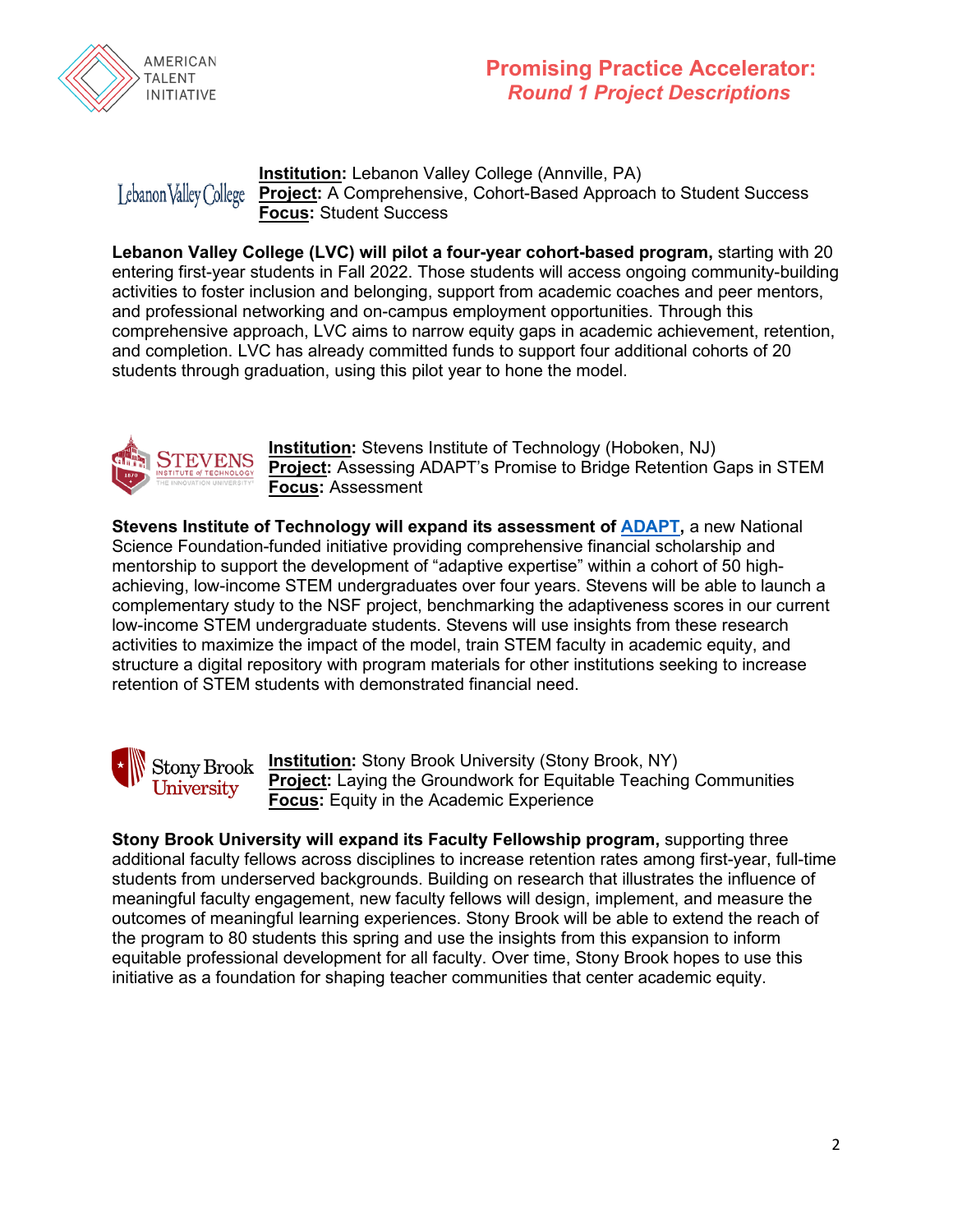# Promising Practice Accelerator: *Round 1 Project Descriptions*

**Institution:** Lebanon Valley College (Annville, PA)
**Project:** A Comprehensive, Cohort-Based Approach to Student Success
**Focus:** Student Success

**Lebanon Valley College (LVC) will pilot a four-year cohort-based program,** starting with 20 entering first-year students in Fall 2022. Those students will access ongoing community-building activities to foster inclusion and belonging, support from academic coaches and peer mentors, and professional networking and on-campus employment opportunities. Through this comprehensive approach, LVC aims to narrow equity gaps in academic achievement, retention, and completion. LVC has already committed funds to support four additional cohorts of 20 students through graduation, using this pilot year to hone the model.

**Institution:** Stevens Institute of Technology (Hoboken, NJ)
**Project:** Assessing ADAPT's Promise to Bridge Retention Gaps in STEM
**Focus:** Assessment

**Stevens Institute of Technology will expand its assessment of ADAPT,** a new National Science Foundation-funded initiative providing comprehensive financial scholarship and mentorship to support the development of "adaptive expertise" within a cohort of 50 high-achieving, low-income STEM undergraduates over four years. Stevens will be able to launch a complementary study to the NSF project, benchmarking the adaptiveness scores in our current low-income STEM undergraduate students. Stevens will use insights from these research activities to maximize the impact of the model, train STEM faculty in academic equity, and structure a digital repository with program materials for other institutions seeking to increase retention of STEM students with demonstrated financial need.

**Institution:** Stony Brook University (Stony Brook, NY)
**Project:** Laying the Groundwork for Equitable Teaching Communities
**Focus:** Equity in the Academic Experience

**Stony Brook University will expand its Faculty Fellowship program,** supporting three additional faculty fellows across disciplines to increase retention rates among first-year, full-time students from underserved backgrounds. Building on research that illustrates the influence of meaningful faculty engagement, new faculty fellows will design, implement, and measure the outcomes of meaningful learning experiences. Stony Brook will be able to extend the reach of the program to 80 students this spring and use the insights from this expansion to inform equitable professional development for all faculty. Over time, Stony Brook hopes to use this initiative as a foundation for shaping teacher communities that center academic equity.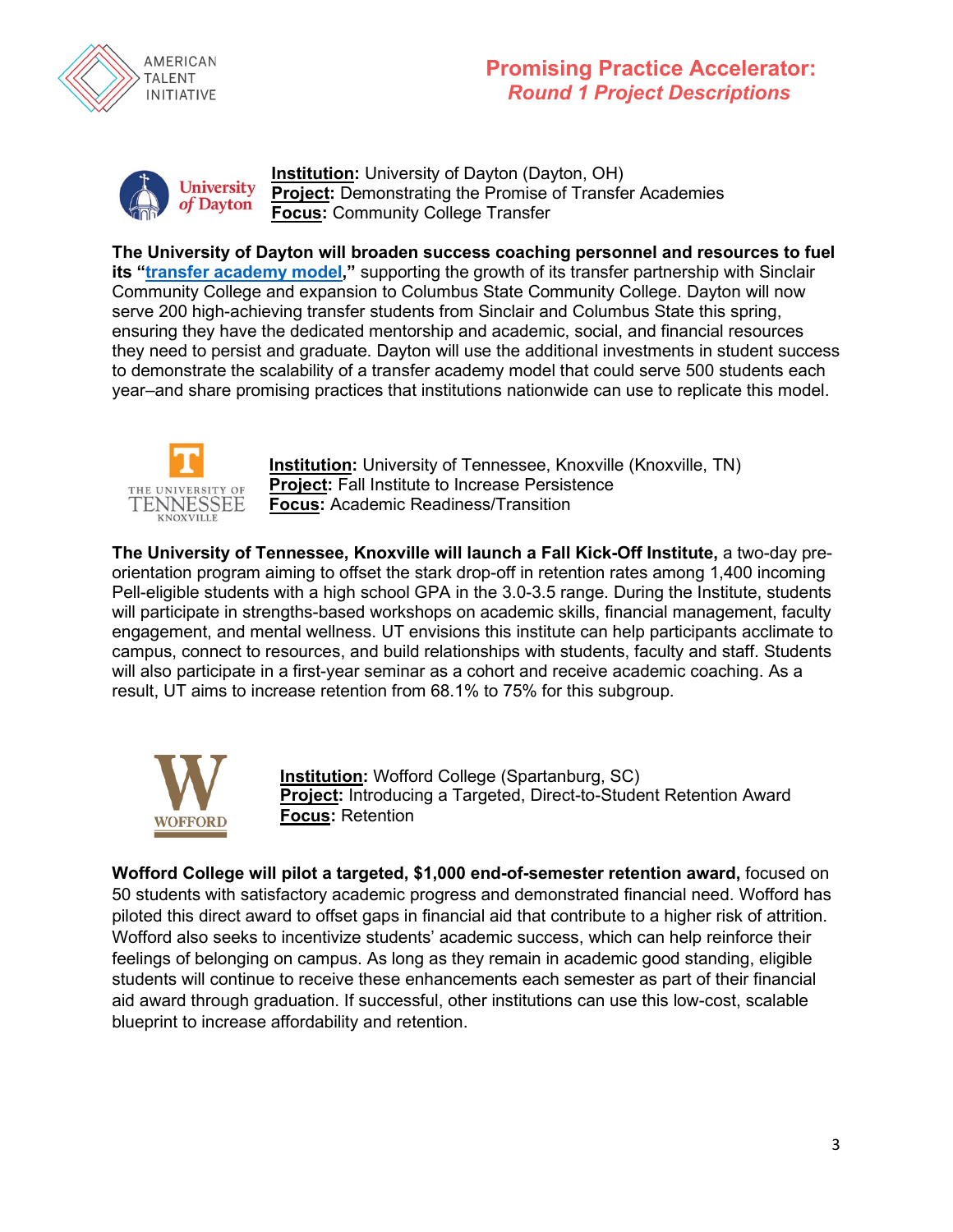**Institution:** University of Dayton (Dayton, OH)
**Project:** Demonstrating the Promise of Transfer Academies
**Focus:** Community College Transfer

**The University of Dayton will broaden success coaching personnel and resources to fuel its "transfer academy model,"** supporting the growth of its transfer partnership with Sinclair Community College and expansion to Columbus State Community College. Dayton will now serve 200 high-achieving transfer students from Sinclair and Columbus State this spring, ensuring they have the dedicated mentorship and academic, social, and financial resources they need to persist and graduate. Dayton will use the additional investments in student success to demonstrate the scalability of a transfer academy model that could serve 500 students each year–and share promising practices that institutions nationwide can use to replicate this model.

**Institution:** University of Tennessee, Knoxville (Knoxville, TN)
**Project:** Fall Institute to Increase Persistence
**Focus:** Academic Readiness/Transition

**The University of Tennessee, Knoxville will launch a Fall Kick-Off Institute,** a two-day pre-orientation program aiming to offset the stark drop-off in retention rates among 1,400 incoming Pell-eligible students with a high school GPA in the 3.0-3.5 range. During the Institute, students will participate in strengths-based workshops on academic skills, financial management, faculty engagement, and mental wellness. UT envisions this institute can help participants acclimate to campus, connect to resources, and build relationships with students, faculty and staff. Students will also participate in a first-year seminar as a cohort and receive academic coaching. As a result, UT aims to increase retention from 68.1% to 75% for this subgroup.

**Institution:** Wofford College (Spartanburg, SC)
**Project:** Introducing a Targeted, Direct-to-Student Retention Award
**Focus:** Retention

**Wofford College will pilot a targeted, $1,000 end-of-semester retention award,** focused on 50 students with satisfactory academic progress and demonstrated financial need. Wofford has piloted this direct award to offset gaps in financial aid that contribute to a higher risk of attrition. Wofford also seeks to incentivize students' academic success, which can help reinforce their feelings of belonging on campus. As long as they remain in academic good standing, eligible students will continue to receive these enhancements each semester as part of their financial aid award through graduation. If successful, other institutions can use this low-cost, scalable blueprint to increase affordability and retention.